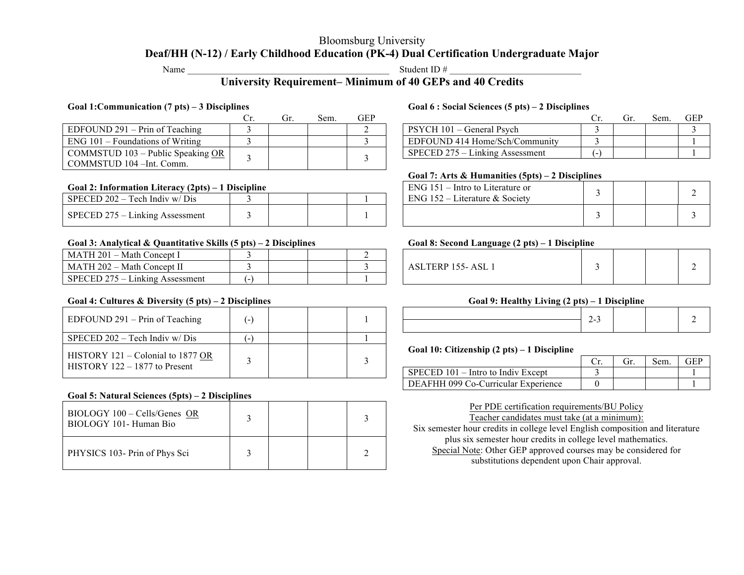Bloomsburg University

# Deaf/HH (N-12) / Early Childhood Education (PK-4) Dual Certification Undergraduate Major

Name ________________________________________ Student ID # ___________________________

## University Requirement– Minimum of 40 GEPs and 40 Credits

**Goal 1:Communication (7 pts) – 3 Disciplines**

| | Cr. | Gr. | Sem. | GEP |
|---|---|---|---|---|
| EDFOUND 291 – Prin of Teaching | 3 | | | 2 |
| ENG 101 – Foundations of Writing | 3 | | | 3 |
| COMMSTUD 103 – Public Speaking OR COMMSTUD 104 –Int. Comm. | 3 | | | 3 |

**Goal 2: Information Literacy (2pts) – 1 Discipline**

| | Cr. | Gr. | Sem. | GEP |
|---|---|---|---|---|
| SPECED 202 – Tech Indiv w/ Dis | 3 | | | 1 |
| SPECED 275 – Linking Assessment | 3 | | | 1 |

**Goal 3: Analytical & Quantitative Skills (5 pts) – 2 Disciplines**

| | Cr. | Gr. | Sem. | GEP |
|---|---|---|---|---|
| MATH 201 – Math Concept I | 3 | | | 2 |
| MATH 202 – Math Concept II | 3 | | | 3 |
| SPECED 275 – Linking Assessment | (-) | | | 1 |

**Goal 4: Cultures & Diversity (5 pts) – 2 Disciplines**

| | Cr. | Gr. | Sem. | GEP |
|---|---|---|---|---|
| EDFOUND 291 – Prin of Teaching | (-) | | | 1 |
| SPECED 202 – Tech Indiv w/ Dis | (-) | | | 1 |
| HISTORY 121 – Colonial to 1877 OR HISTORY 122 – 1877 to Present | 3 | | | 3 |

**Goal 5: Natural Sciences (5pts) – 2 Disciplines**

| | Cr. | Gr. | Sem. | GEP |
|---|---|---|---|---|
| BIOLOGY 100 – Cells/Genes OR BIOLOGY 101- Human Bio | 3 | | | 3 |
| PHYSICS 103- Prin of Phys Sci | 3 | | | 2 |

**Goal 6 : Social Sciences (5 pts) – 2 Disciplines**

| | Cr. | Gr. | Sem. | GEP |
|---|---|---|---|---|
| PSYCH 101 – General Psych | 3 | | | 3 |
| EDFOUND 414 Home/Sch/Community | 3 | | | 1 |
| SPECED 275 – Linking Assessment | (-) | | | 1 |

**Goal 7: Arts & Humanities (5pts) – 2 Disciplines**

| | Cr. | Gr. | Sem. | GEP |
|---|---|---|---|---|
| ENG 151 – Intro to Literature or ENG 152 – Literature & Society | 3 | | | 2 |
| | 3 | | | 3 |

**Goal 8: Second Language (2 pts) – 1 Discipline**

| | Cr. | Gr. | Sem. | GEP |
|---|---|---|---|---|
| ASLTERP 155- ASL 1 | 3 | | | 2 |

**Goal 9: Healthy Living (2 pts) – 1 Discipline**

| | Cr. | Gr. | Sem. | GEP |
|---|---|---|---|---|
| | 2-3 | | | 2 |

**Goal 10: Citizenship (2 pts) – 1 Discipline**

| | Cr. | Gr. | Sem. | GEP |
|---|---|---|---|---|
| SPECED 101 – Intro to Indiv Except | 3 | | | 1 |
| DEAFHH 099 Co-Curricular Experience | 0 | | | 1 |

Per PDE certification requirements/BU Policy
Teacher candidates must take (at a minimum):
Six semester hour credits in college level English composition and literature plus six semester hour credits in college level mathematics.
Special Note: Other GEP approved courses may be considered for substitutions dependent upon Chair approval.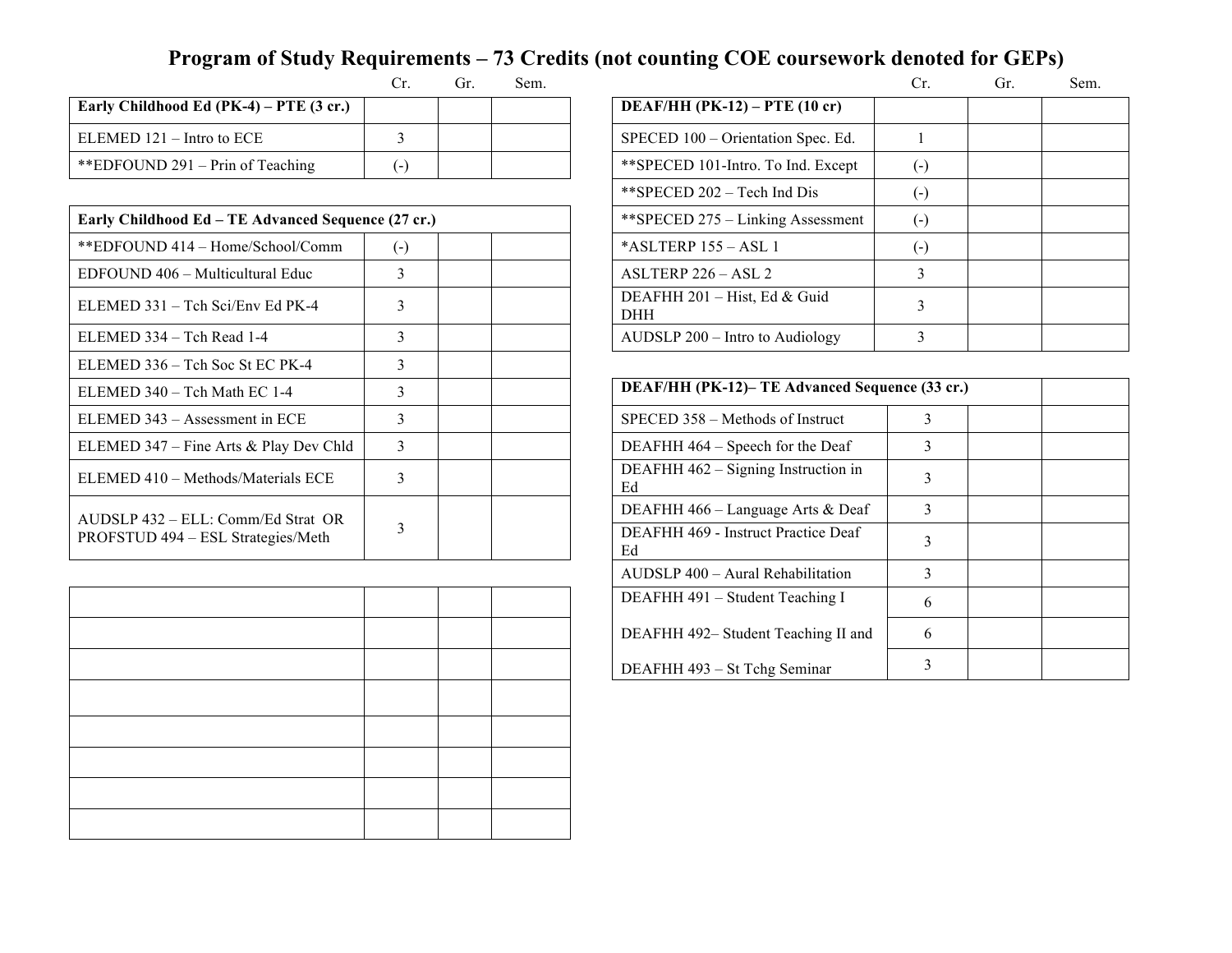# Program of Study Requirements – 73 Credits (not counting COE coursework denoted for GEPs)

| Early Childhood Ed (PK-4) – PTE (3 cr.) | Cr. | Gr. | Sem. |
|---|---|---|---|
| ELEMED 121 – Intro to ECE | 3 | | |
| **EDFOUND 291 – Prin of Teaching | (-) | | |

| Early Childhood Ed – TE Advanced Sequence (27 cr.) | Cr. | Gr. | Sem. |
|---|---|---|---|
| **EDFOUND 414 – Home/School/Comm | (-) | | |
| EDFOUND 406 – Multicultural Educ | 3 | | |
| ELEMED 331 – Tch Sci/Env Ed PK-4 | 3 | | |
| ELEMED 334 – Tch Read 1-4 | 3 | | |
| ELEMED 336 – Tch Soc St EC PK-4 | 3 | | |
| ELEMED 340 – Tch Math EC 1-4 | 3 | | |
| ELEMED 343 – Assessment in ECE | 3 | | |
| ELEMED 347 – Fine Arts & Play Dev Chld | 3 | | |
| ELEMED 410 – Methods/Materials ECE | 3 | | |
| AUDSLP 432 – ELL: Comm/Ed Strat OR PROFSTUD 494 – ESL Strategies/Meth | 3 | | |

| | | | |
|---|---|---|---|
| | | | |
| | | | |
| | | | |
| | | | |
| | | | |
| | | | |
| | | | |
| | | | |

| DEAF/HH (PK-12) – PTE (10 cr) | Cr. | Gr. | Sem. |
|---|---|---|---|
| SPECED 100 – Orientation Spec. Ed. | 1 | | |
| **SPECED 101-Intro. To Ind. Except | (-) | | |
| **SPECED 202 – Tech Ind Dis | (-) | | |
| **SPECED 275 – Linking Assessment | (-) | | |
| *ASLTERP 155 – ASL 1 | (-) | | |
| ASLTERP 226 – ASL 2 | 3 | | |
| DEAFHH 201 – Hist, Ed & Guid DHH | 3 | | |
| AUDSLP 200 – Intro to Audiology | 3 | | |

| DEAF/HH (PK-12)– TE Advanced Sequence (33 cr.) | Cr. | Gr. | Sem. |
|---|---|---|---|
| SPECED 358 – Methods of Instruct | 3 | | |
| DEAFHH 464 – Speech for the Deaf | 3 | | |
| DEAFHH 462 – Signing Instruction in Ed | 3 | | |
| DEAFHH 466 – Language Arts & Deaf | 3 | | |
| DEAFHH 469 - Instruct Practice Deaf Ed | 3 | | |
| AUDSLP 400 – Aural Rehabilitation | 3 | | |
| DEAFHH 491 – Student Teaching I | 6 | | |
| DEAFHH 492– Student Teaching II and | 6 | | |
| DEAFHH 493 – St Tchg Seminar | 3 | | |